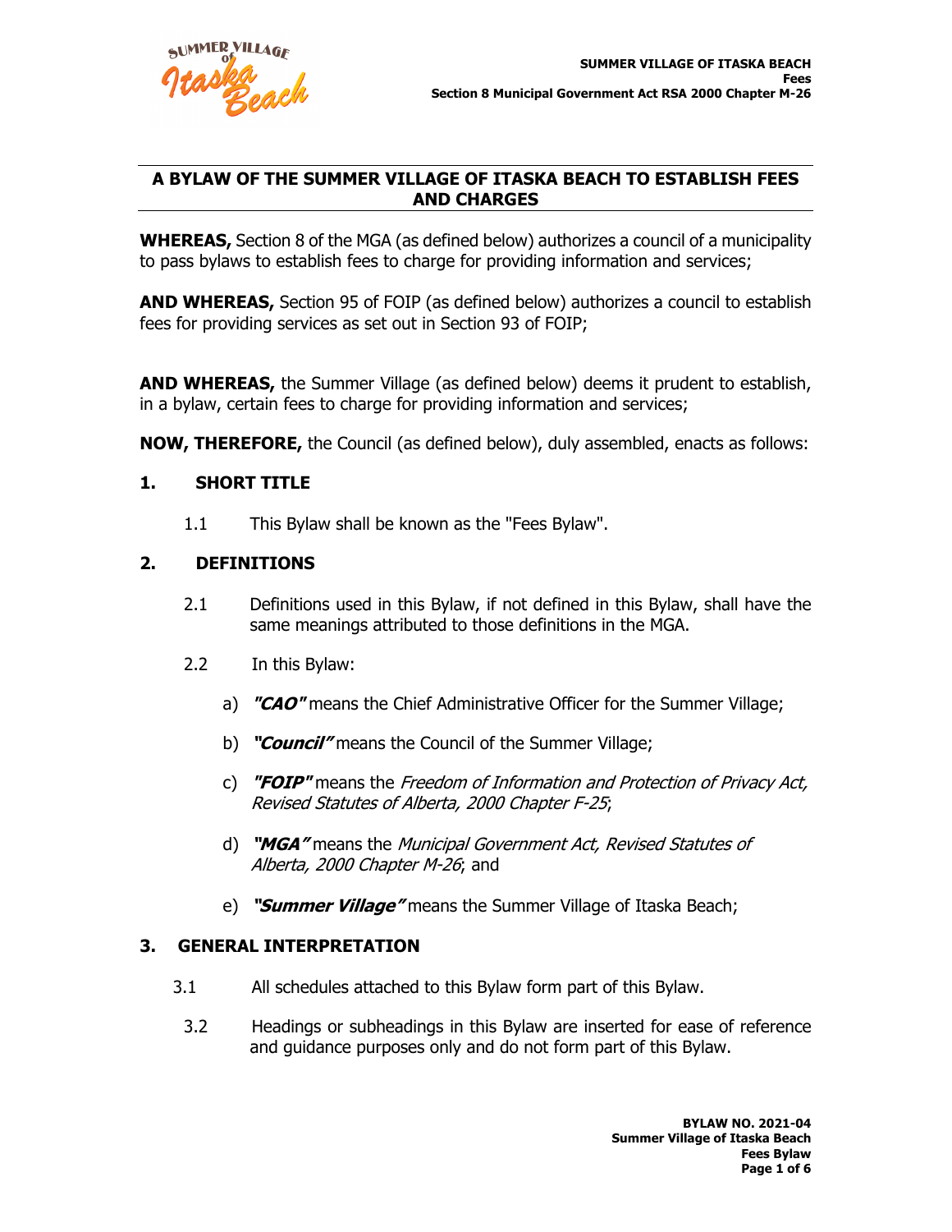# A BYLAW OF THE SUMMER VILLAGE OF ITASKA BEACH TO ESTABLISH FEES AND CHARGES

**WHEREAS,** Section 8 of the MGA (as defined below) authorizes a council of a municipality to pass bylaws to establish fees to charge for providing information and services;

**AND WHEREAS,** Section 95 of FOIP (as defined below) authorizes a council to establish fees for providing services as set out in Section 93 of FOIP;

**AND WHEREAS,** the Summer Village (as defined below) deems it prudent to establish, in a bylaw, certain fees to charge for providing information and services;

**NOW, THEREFORE,** the Council (as defined below), duly assembled, enacts as follows:

## 1. SHORT TITLE

1.1 This Bylaw shall be known as the "Fees Bylaw".

## 2. DEFINITIONS

2.1 Definitions used in this Bylaw, if not defined in this Bylaw, shall have the same meanings attributed to those definitions in the MGA.

2.2 In this Bylaw:

a) ***"CAO"*** means the Chief Administrative Officer for the Summer Village;

b) ***"Council"*** means the Council of the Summer Village;

c) ***"FOIP"*** means the *Freedom of Information and Protection of Privacy Act, Revised Statutes of Alberta, 2000 Chapter F-25*;

d) ***"MGA"*** means the *Municipal Government Act, Revised Statutes of Alberta, 2000 Chapter M-26*; and

e) ***"Summer Village"*** means the Summer Village of Itaska Beach;

## 3. GENERAL INTERPRETATION

3.1 All schedules attached to this Bylaw form part of this Bylaw.

3.2 Headings or subheadings in this Bylaw are inserted for ease of reference and guidance purposes only and do not form part of this Bylaw.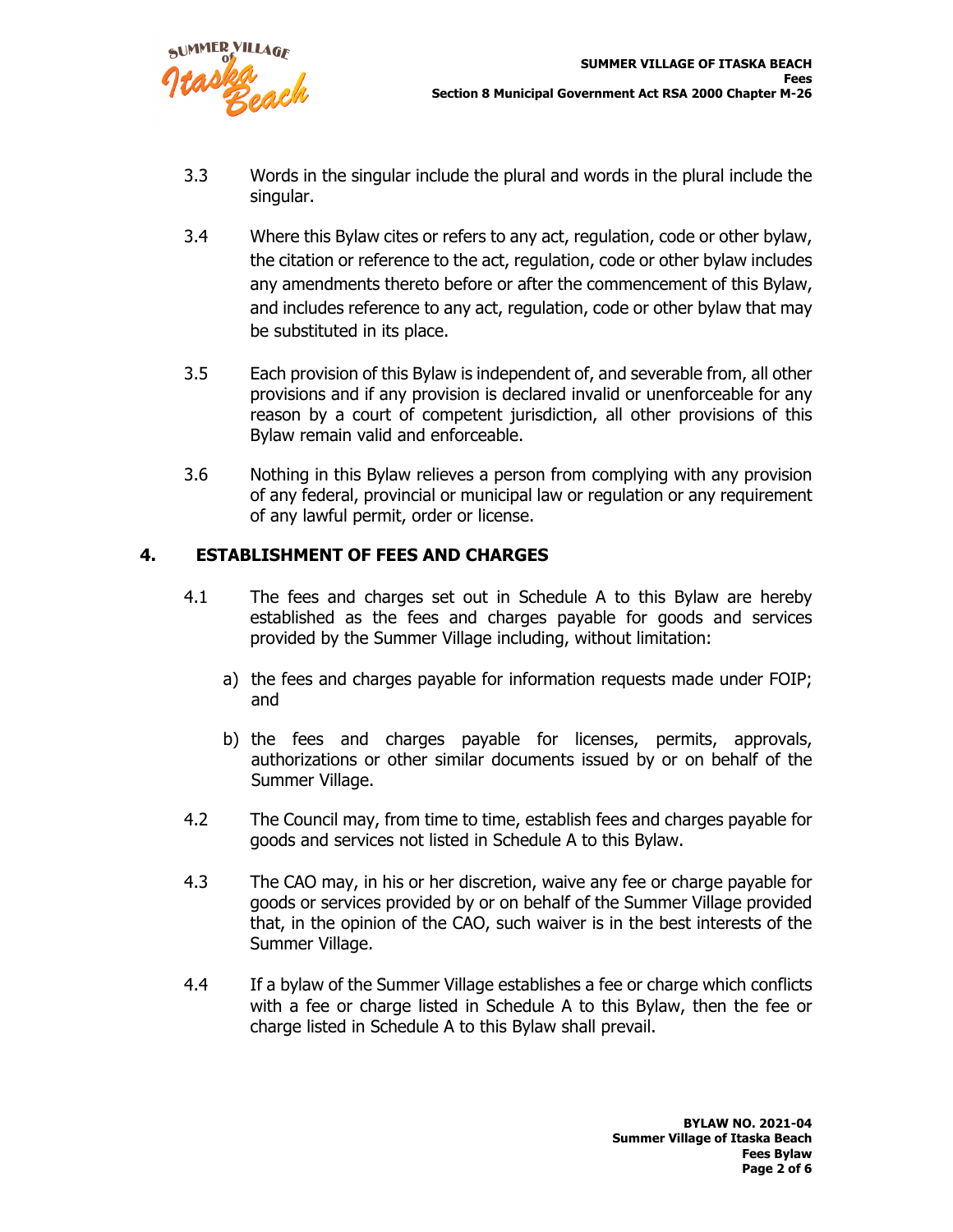3.3 Words in the singular include the plural and words in the plural include the singular.

3.4 Where this Bylaw cites or refers to any act, regulation, code or other bylaw, the citation or reference to the act, regulation, code or other bylaw includes any amendments thereto before or after the commencement of this Bylaw, and includes reference to any act, regulation, code or other bylaw that may be substituted in its place.

3.5 Each provision of this Bylaw is independent of, and severable from, all other provisions and if any provision is declared invalid or unenforceable for any reason by a court of competent jurisdiction, all other provisions of this Bylaw remain valid and enforceable.

3.6 Nothing in this Bylaw relieves a person from complying with any provision of any federal, provincial or municipal law or regulation or any requirement of any lawful permit, order or license.

## 4. ESTABLISHMENT OF FEES AND CHARGES

4.1 The fees and charges set out in Schedule A to this Bylaw are hereby established as the fees and charges payable for goods and services provided by the Summer Village including, without limitation:

a) the fees and charges payable for information requests made under FOIP; and

b) the fees and charges payable for licenses, permits, approvals, authorizations or other similar documents issued by or on behalf of the Summer Village.

4.2 The Council may, from time to time, establish fees and charges payable for goods and services not listed in Schedule A to this Bylaw.

4.3 The CAO may, in his or her discretion, waive any fee or charge payable for goods or services provided by or on behalf of the Summer Village provided that, in the opinion of the CAO, such waiver is in the best interests of the Summer Village.

4.4 If a bylaw of the Summer Village establishes a fee or charge which conflicts with a fee or charge listed in Schedule A to this Bylaw, then the fee or charge listed in Schedule A to this Bylaw shall prevail.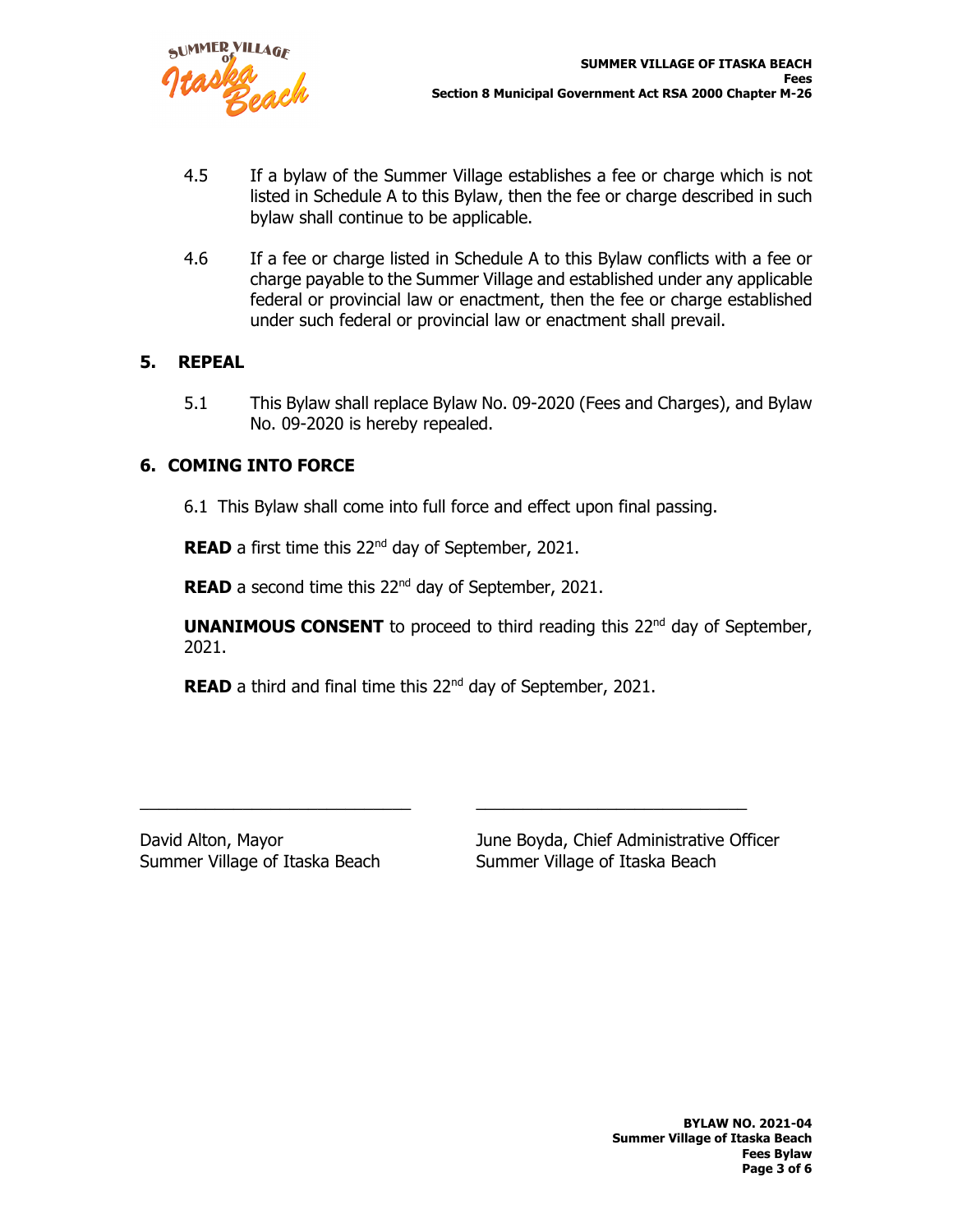4.5 If a bylaw of the Summer Village establishes a fee or charge which is not listed in Schedule A to this Bylaw, then the fee or charge described in such bylaw shall continue to be applicable.

4.6 If a fee or charge listed in Schedule A to this Bylaw conflicts with a fee or charge payable to the Summer Village and established under any applicable federal or provincial law or enactment, then the fee or charge established under such federal or provincial law or enactment shall prevail.

## 5. REPEAL

5.1 This Bylaw shall replace Bylaw No. 09-2020 (Fees and Charges), and Bylaw No. 09-2020 is hereby repealed.

## 6. COMING INTO FORCE

6.1 This Bylaw shall come into full force and effect upon final passing.

**READ** a first time this 22nd day of September, 2021.

**READ** a second time this 22nd day of September, 2021.

**UNANIMOUS CONSENT** to proceed to third reading this 22nd day of September, 2021.

**READ** a third and final time this 22nd day of September, 2021.

\_\_\_\_\_\_\_\_\_\_\_\_\_\_\_\_\_\_\_\_\_\_\_\_\_\_\_\_\_\_

David Alton, Mayor
Summer Village of Itaska Beach

\_\_\_\_\_\_\_\_\_\_\_\_\_\_\_\_\_\_\_\_\_\_\_\_\_\_\_\_\_\_

June Boyda, Chief Administrative Officer
Summer Village of Itaska Beach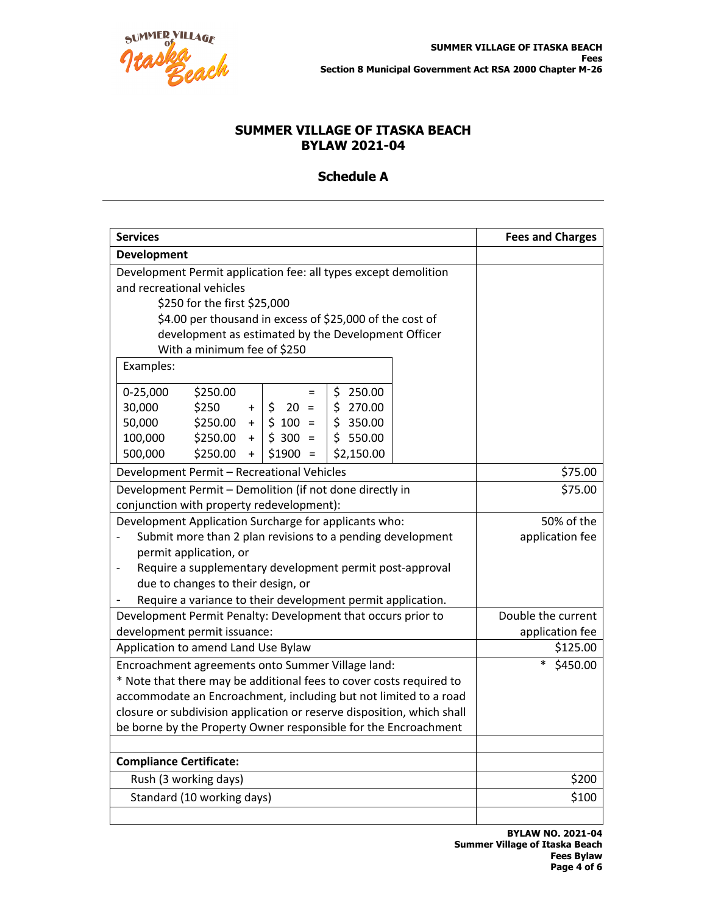## SUMMER VILLAGE OF ITASKA BEACH
## BYLAW 2021-04

### Schedule A

| Services | Fees and Charges |
|---|---|
| **Development** | |
| Development Permit application fee: all types except demolition and recreational vehicles<br>$250 for the first $25,000<br>$4.00 per thousand in excess of $25,000 of the cost of development as estimated by the Development Officer<br>With a minimum fee of $250<br>Examples:<br>0-25,000 — $250.00 = $ 250.00<br>30,000 — $250 + $ 20 = $ 270.00<br>50,000 — $250.00 + $ 100 = $ 350.00<br>100,000 — $250.00 + $ 300 = $ 550.00<br>500,000 — $250.00 + $1900 = $2,150.00 | |
| Development Permit – Recreational Vehicles | $75.00 |
| Development Permit – Demolition (if not done directly in conjunction with property redevelopment): | $75.00 |
| Development Application Surcharge for applicants who:<br>- Submit more than 2 plan revisions to a pending development permit application, or<br>- Require a supplementary development permit post-approval due to changes to their design, or<br>- Require a variance to their development permit application. | 50% of the application fee |
| Development Permit Penalty: Development that occurs prior to development permit issuance: | Double the current application fee |
| Application to amend Land Use Bylaw | $125.00 |
| Encroachment agreements onto Summer Village land:<br>* Note that there may be additional fees to cover costs required to accommodate an Encroachment, including but not limited to a road closure or subdivision application or reserve disposition, which shall be borne by the Property Owner responsible for the Encroachment | * $450.00 |
| | |
| **Compliance Certificate:** | |
| Rush (3 working days) | $200 |
| Standard (10 working days) | $100 |
| | |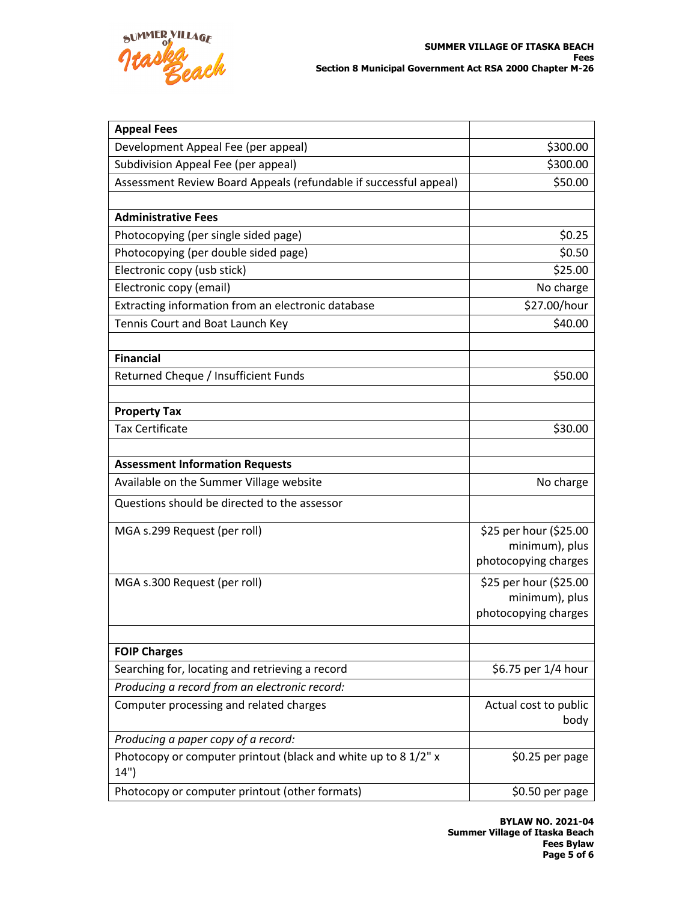| Appeal Fees | |
|---|---|
| Development Appeal Fee (per appeal) | $300.00 |
| Subdivision Appeal Fee (per appeal) | $300.00 |
| Assessment Review Board Appeals (refundable if successful appeal) | $50.00 |
| | |
| **Administrative Fees** | |
| Photocopying (per single sided page) | $0.25 |
| Photocopying (per double sided page) | $0.50 |
| Electronic copy (usb stick) | $25.00 |
| Electronic copy (email) | No charge |
| Extracting information from an electronic database | $27.00/hour |
| Tennis Court and Boat Launch Key | $40.00 |
| | |
| **Financial** | |
| Returned Cheque / Insufficient Funds | $50.00 |
| | |
| **Property Tax** | |
| Tax Certificate | $30.00 |
| | |
| **Assessment Information Requests** | |
| Available on the Summer Village website | No charge |
| Questions should be directed to the assessor | |
| MGA s.299 Request (per roll) | $25 per hour ($25.00 minimum), plus photocopying charges |
| MGA s.300 Request (per roll) | $25 per hour ($25.00 minimum), plus photocopying charges |
| | |
| **FOIP Charges** | |
| Searching for, locating and retrieving a record | $6.75 per 1/4 hour |
| *Producing a record from an electronic record:* | |
| Computer processing and related charges | Actual cost to public body |
| *Producing a paper copy of a record:* | |
| Photocopy or computer printout (black and white up to 8 1/2" x 14") | $0.25 per page |
| Photocopy or computer printout (other formats) | $0.50 per page |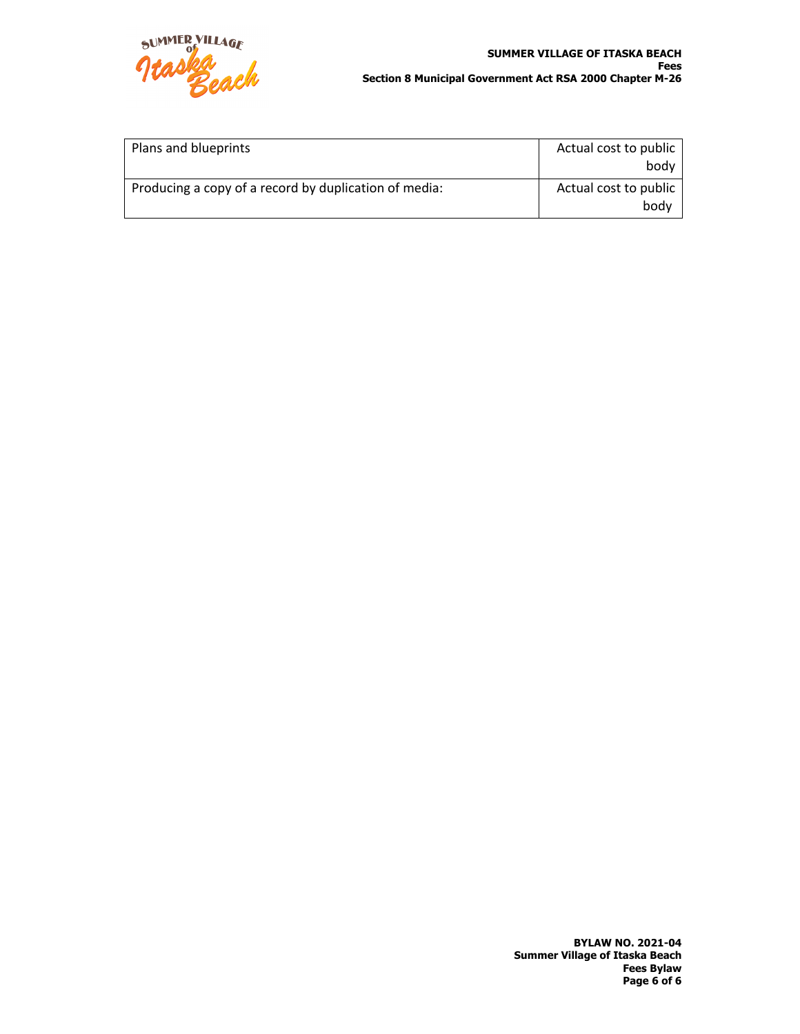| | |
|---|---|
| Plans and blueprints | Actual cost to public body |
| Producing a copy of a record by duplication of media: | Actual cost to public body |